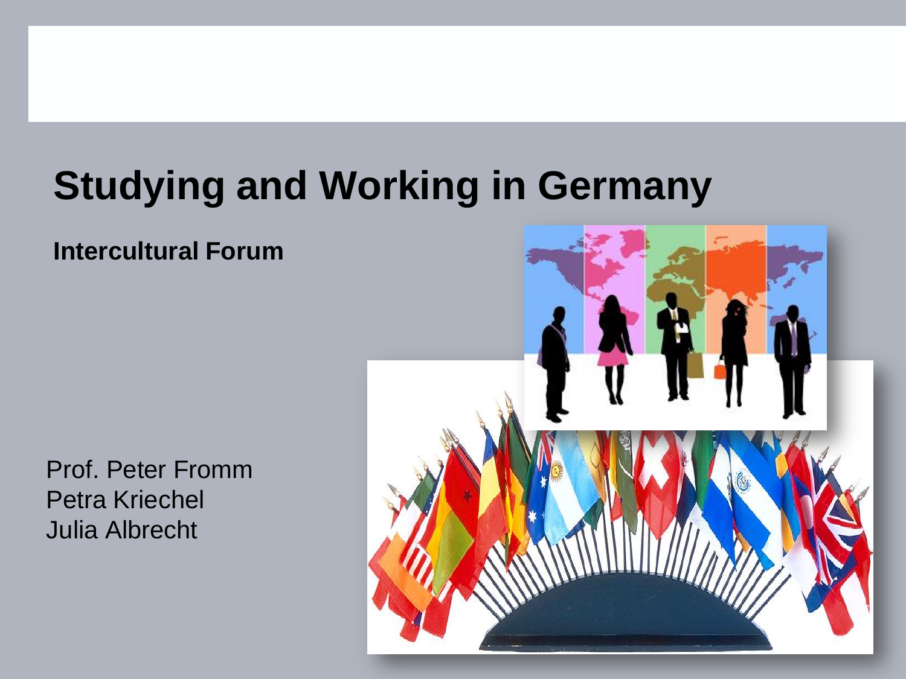# Studying and Working in Germany

**Intercultural Forum**

Prof. Peter Fromm
Petra Kriechel
Julia Albrecht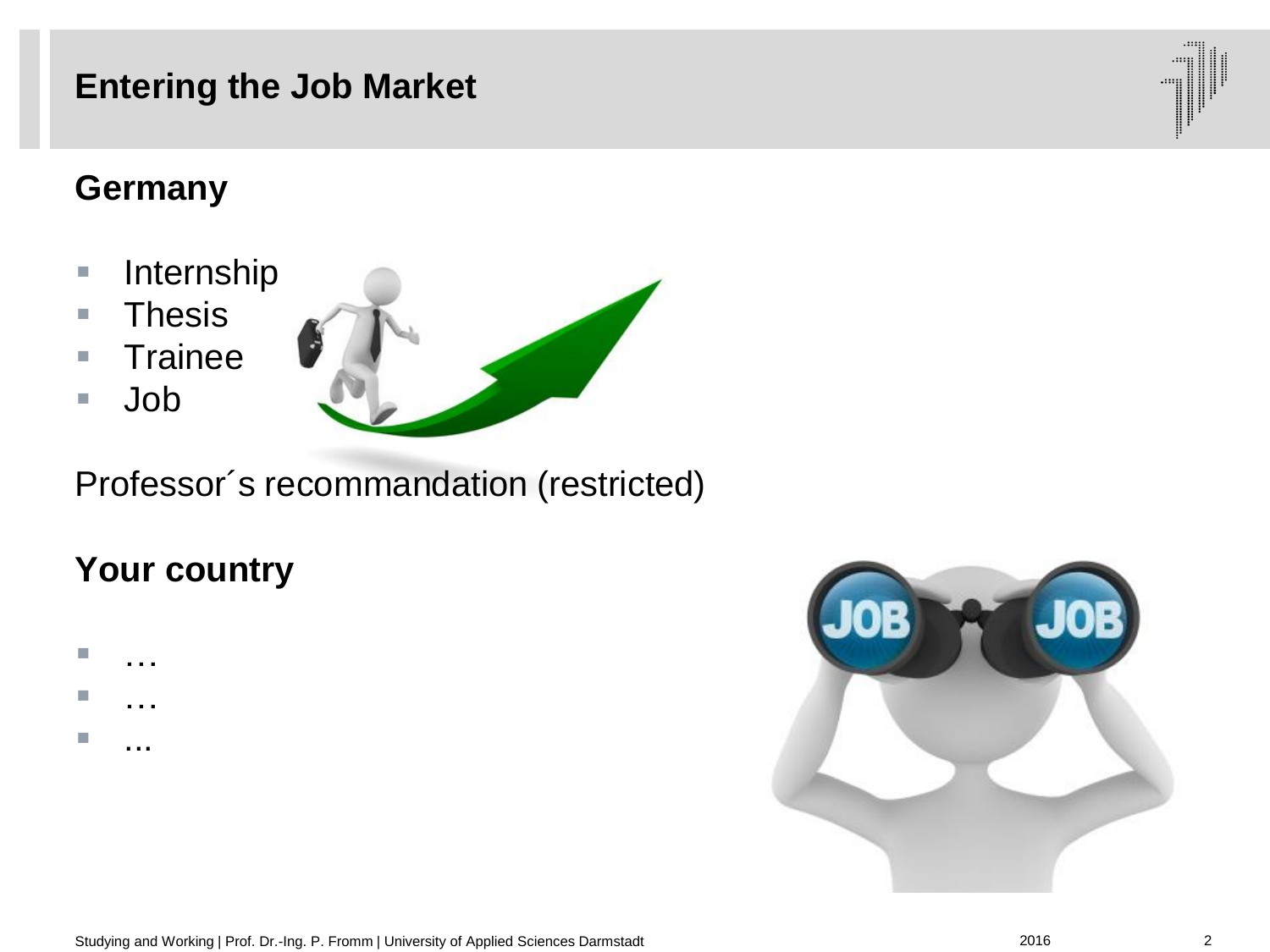# Entering the Job Market

## Germany

- Internship
- Thesis
- Trainee
- Job

Professor´s recommandation (restricted)

## Your country

- …
- …
- ...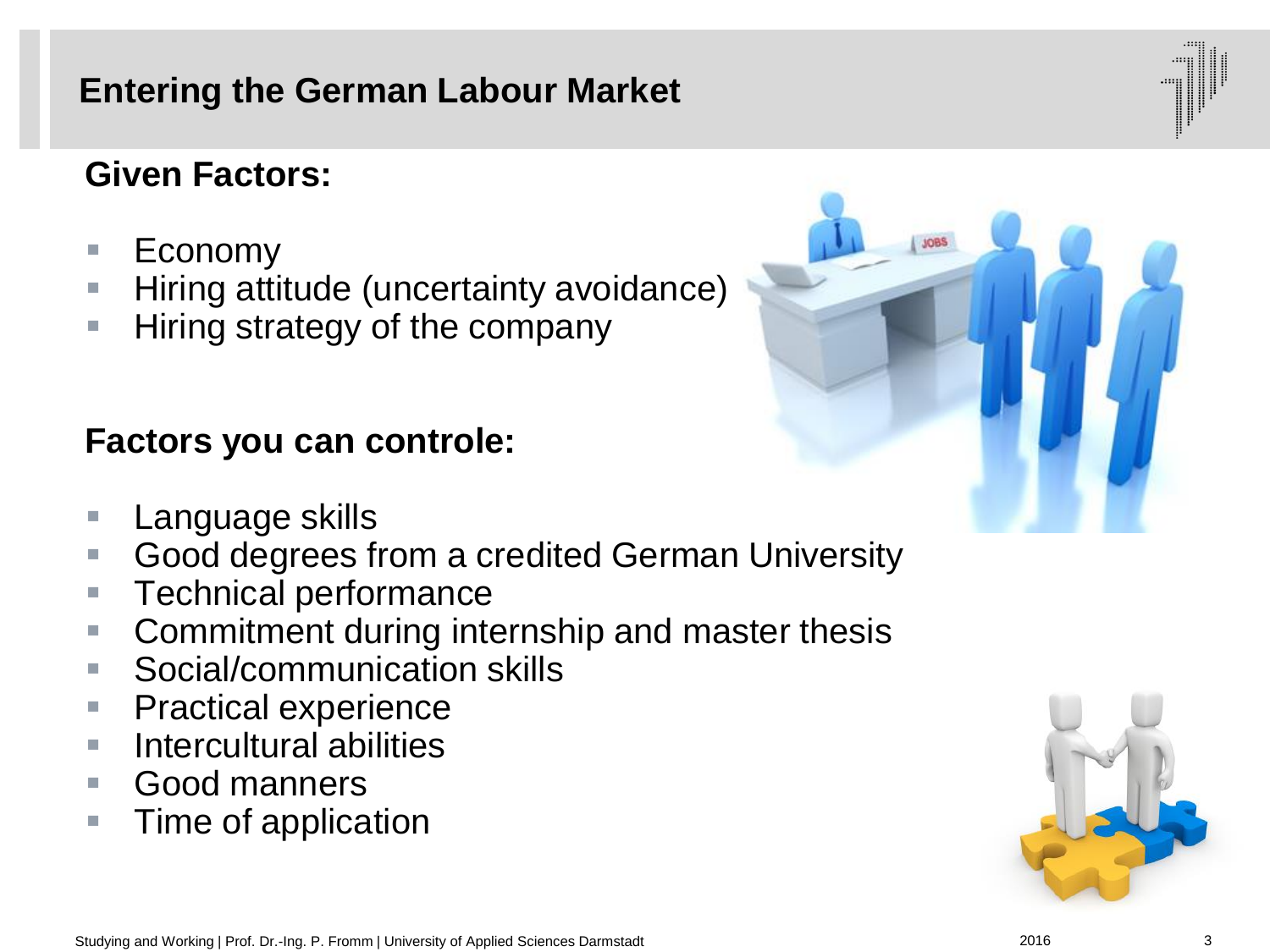# Entering the German Labour Market

## Given Factors:

- Economy
- Hiring attitude (uncertainty avoidance)
- Hiring strategy of the company

## Factors you can controle:

- Language skills
- Good degrees from a credited German University
- Technical performance
- Commitment during internship and master thesis
- Social/communication skills
- Practical experience
- Intercultural abilities
- Good manners
- Time of application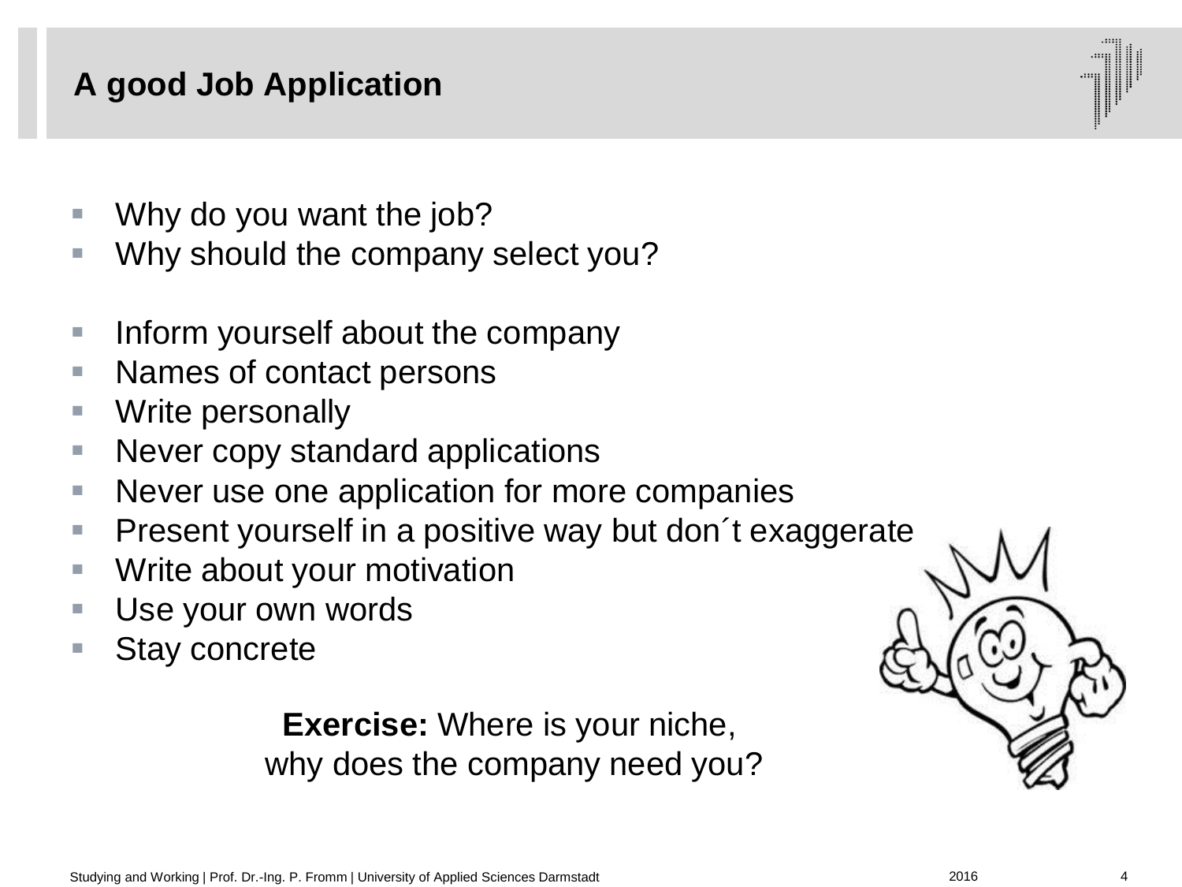## A good Job Application

- Why do you want the job?
- Why should the company select you?

- Inform yourself about the company
- Names of contact persons
- Write personally
- Never copy standard applications
- Never use one application for more companies
- Present yourself in a positive way but don´t exaggerate
- Write about your motivation
- Use your own words
- Stay concrete

**Exercise:** Where is your niche, why does the company need you?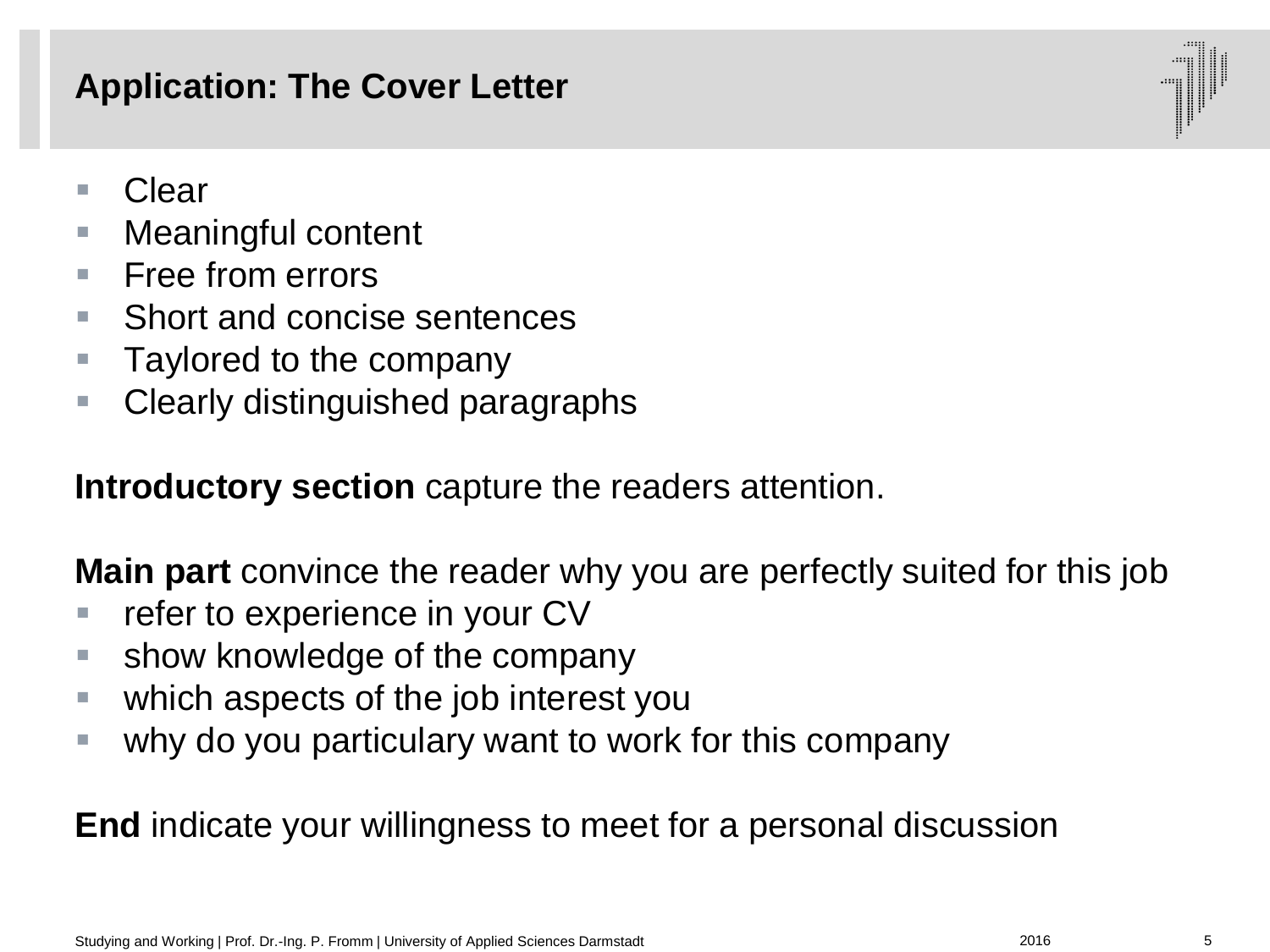# Application: The Cover Letter

- Clear
- Meaningful content
- Free from errors
- Short and concise sentences
- Taylored to the company
- Clearly distinguished paragraphs

**Introductory section** capture the readers attention.

**Main part** convince the reader why you are perfectly suited for this job

- refer to experience in your CV
- show knowledge of the company
- which aspects of the job interest you
- why do you particulary want to work for this company

**End** indicate your willingness to meet for a personal discussion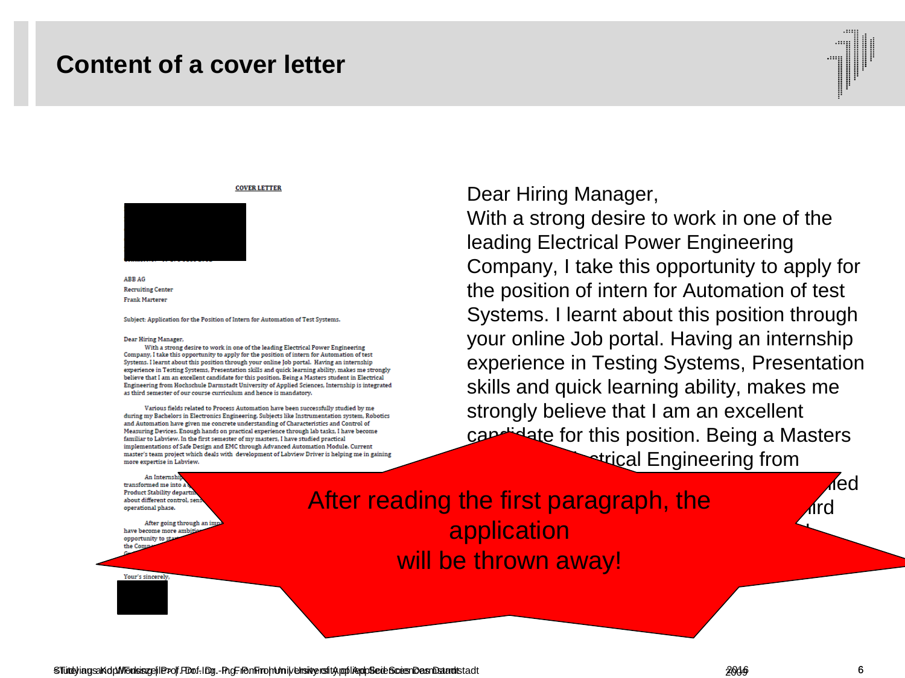# Content of a cover letter

**COVER LETTER**

ABB AG
Recruiting Center
Frank Marterer

Subject: Application for the Position of Intern for Automation of Test Systems.

Dear Hiring Manager,
With a strong desire to work in one of the leading Electrical Power Engineering Company, I take this opportunity to apply for the position of intern for Automation of test Systems. I learnt about this position through your online Job portal. Having an internship experience in Testing Systems, Presentation skills and quick learning ability, makes me strongly believe that I am an excellent candidate for this position. Being a Masters student in Electrical Engineering from Hochschule Darmstadt University of Applied Sciences, Internship is integrated as third semester of our course curriculum and hence is mandatory.

Various fields related to Process Automation have been successfully studied by me during my Bachelors in Electronics Engineering. Subjects like Instrumentation system, Robotics and Automation have given me concrete understanding of Characteristics and Control of Measuring Devices. Enough hands on practical experience through lab tasks, I have become familiar to Labview. In the first semester of my masters, I have studied practical implementations of Safe Design and EMC through Advanced Automation Module. Current master's team project which deals with development of Labview Driver is helping me in gaining more expertise in Labview.

An Internship ... transformed me into a ... Product Stability departm... about different control, sens... operational phase.

After going through an imp... have become more ambitio... opportunity to sta... the Compa...

Your's sincerely,

Dear Hiring Manager,
With a strong desire to work in one of the leading Electrical Power Engineering Company, I take this opportunity to apply for the position of intern for Automation of test Systems. I learnt about this position through your online Job portal. Having an internship experience in Testing Systems, Presentation skills and quick learning ability, makes me strongly believe that I am an excellent candidate for this position. Being a Masters ... ctrical Engineering from ... ied ... ird ...

After reading the first paragraph, the application
will be thrown away!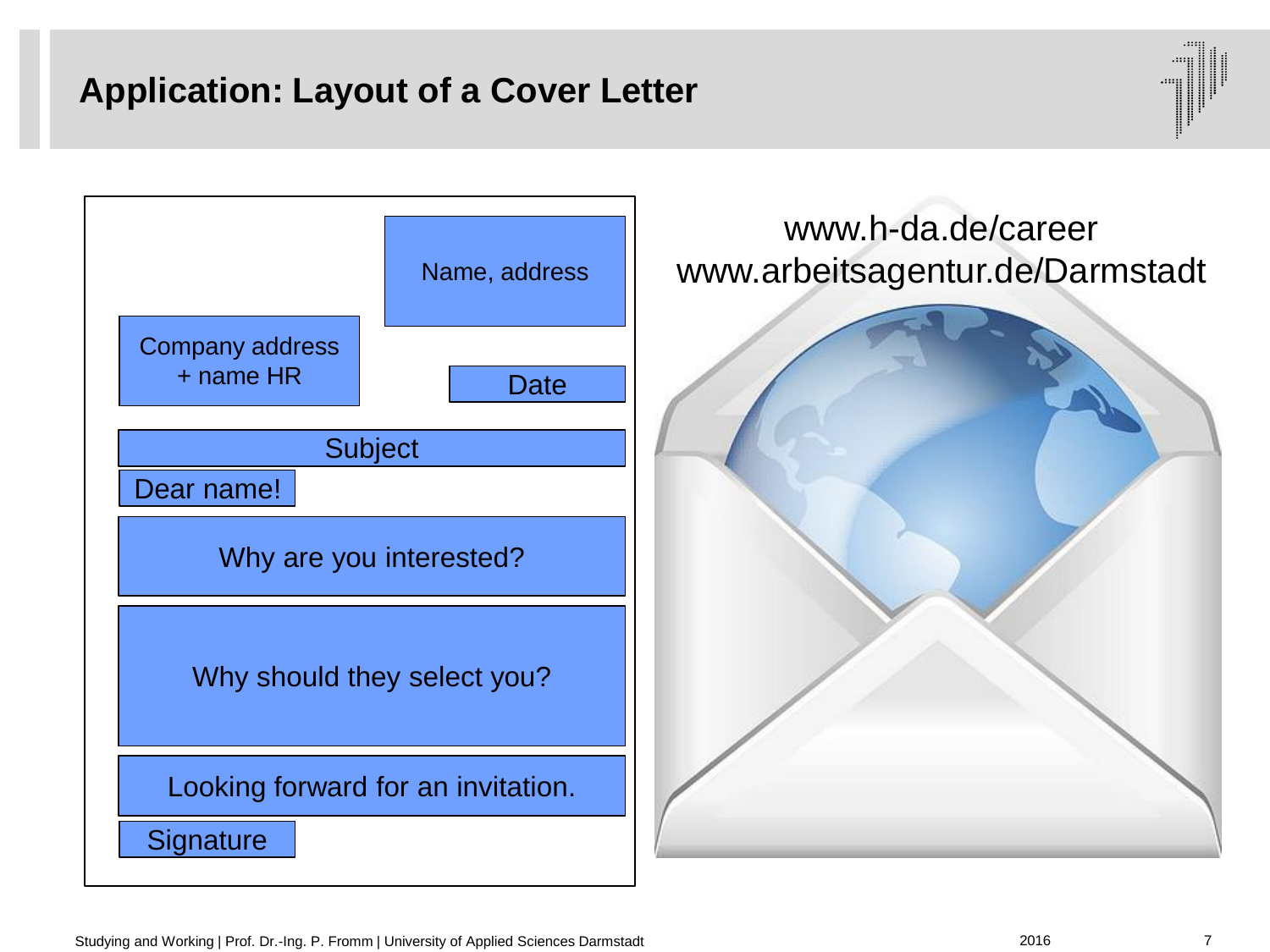# Application: Layout of a Cover Letter

Name, address

Company address + name HR

Date

Subject

Dear name!

Why are you interested?

Why should they select you?

Looking forward for an invitation.

Signature

www.h-da.de/career
www.arbeitsagentur.de/Darmstadt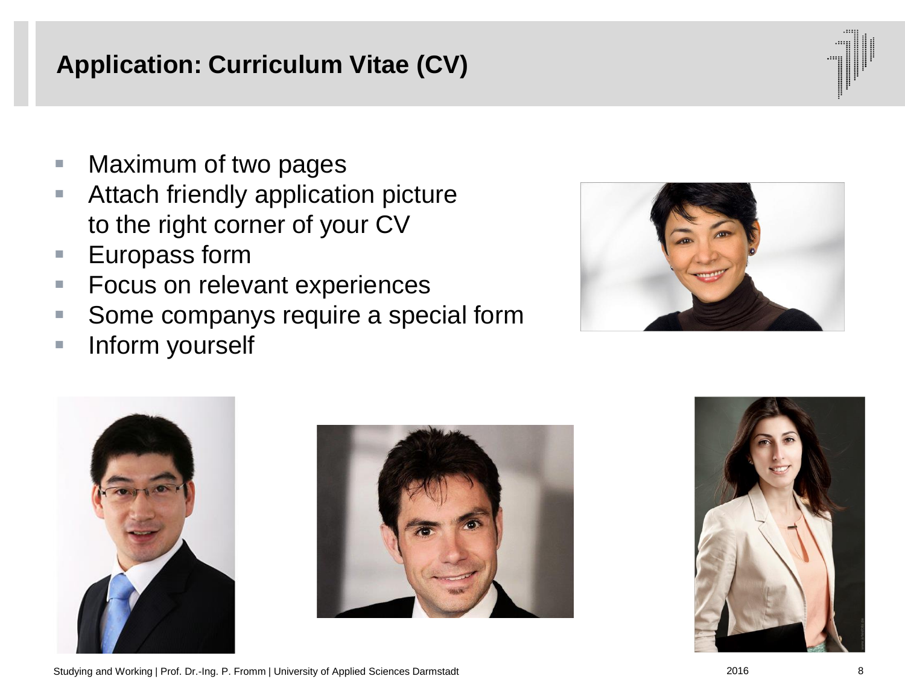## Application: Curriculum Vitae (CV)

- Maximum of two pages
- Attach friendly application picture to the right corner of your CV
- Europass form
- Focus on relevant experiences
- Some companys require a special form
- Inform yourself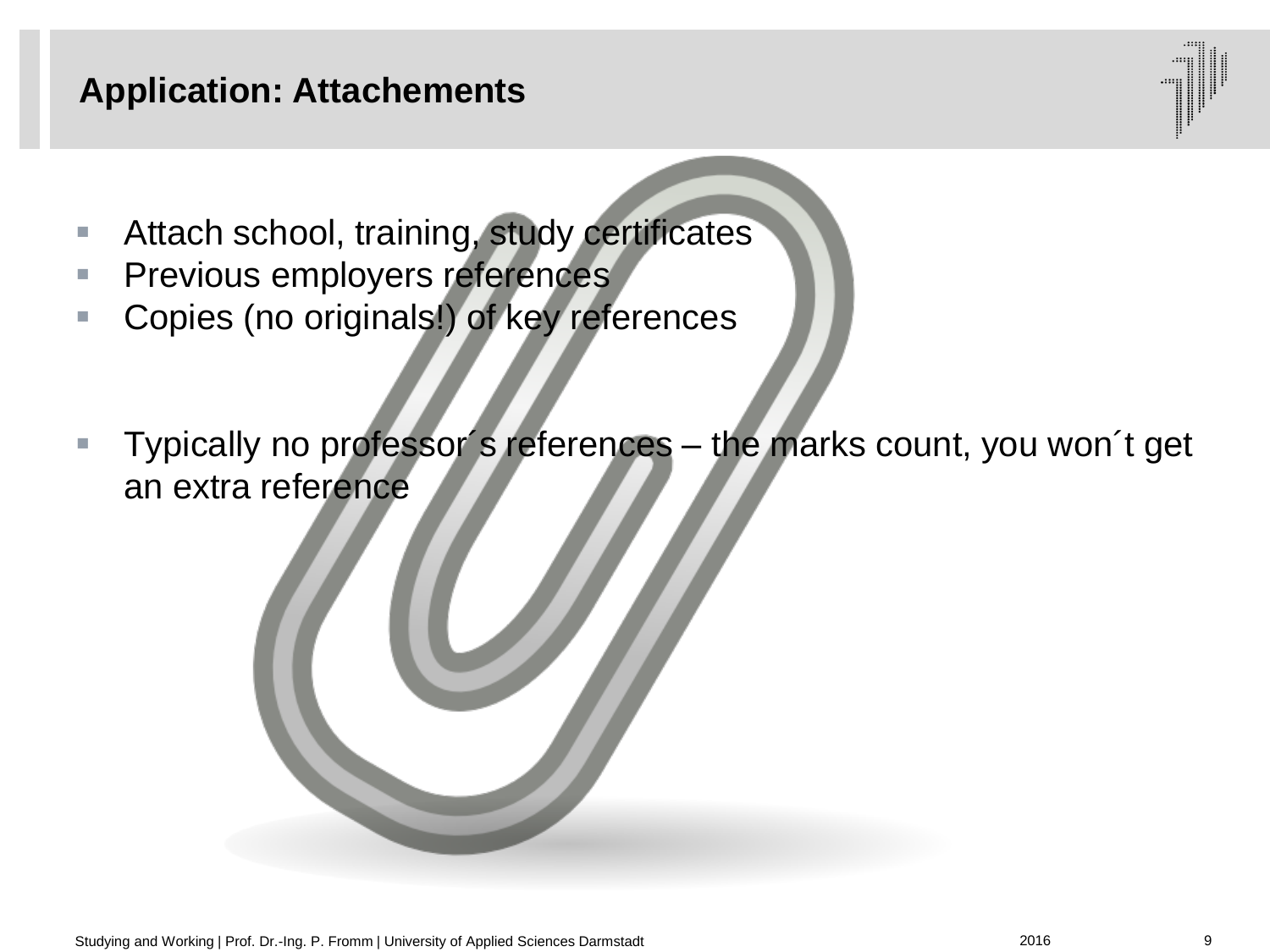## Application: Attachements

- Attach school, training, study certificates
- Previous employers references
- Copies (no originals!) of key references

- Typically no professor´s references – the marks count, you won´t get an extra reference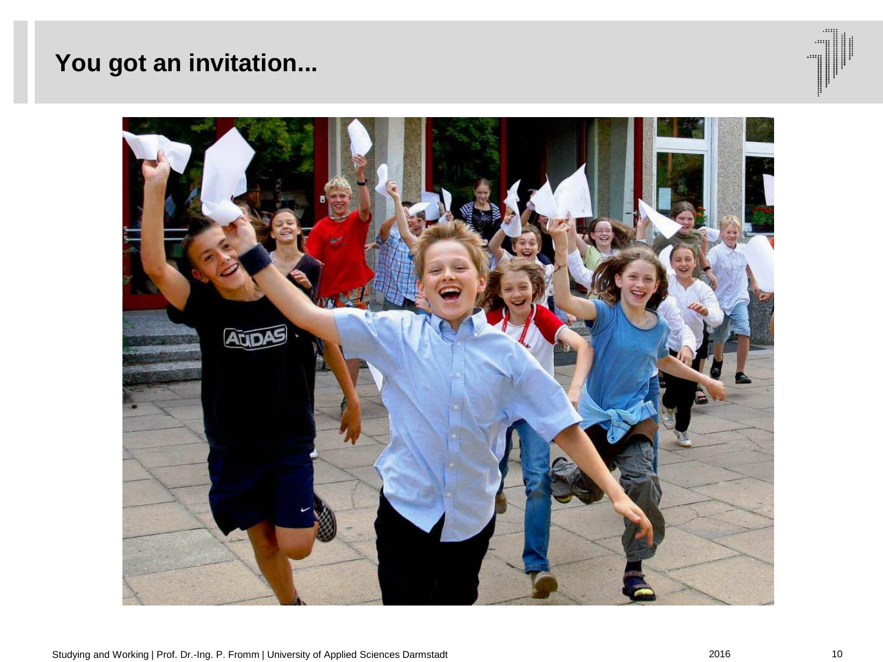# You got an invitation...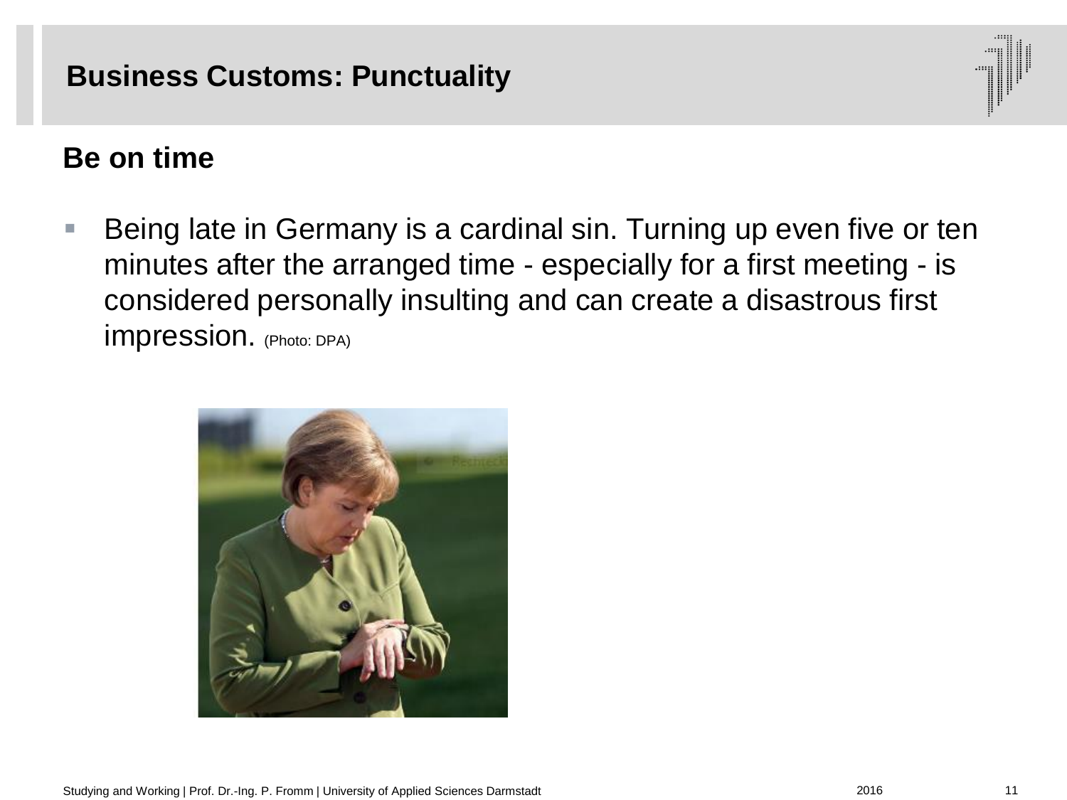## Business Customs: Punctuality

### Be on time

- Being late in Germany is a cardinal sin. Turning up even five or ten minutes after the arranged time - especially for a first meeting - is considered personally insulting and can create a disastrous first impression. (Photo: DPA)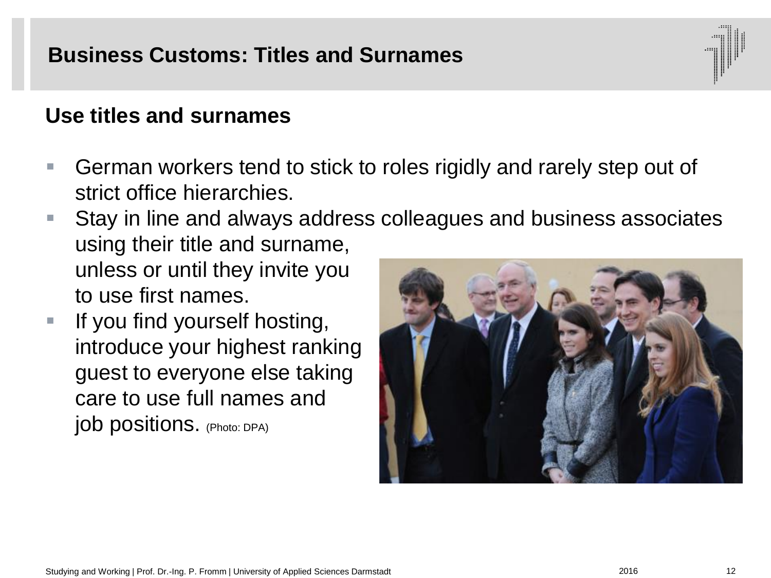## Business Customs: Titles and Surnames

### Use titles and surnames

- German workers tend to stick to roles rigidly and rarely step out of strict office hierarchies.
- Stay in line and always address colleagues and business associates using their title and surname, unless or until they invite you to use first names.
- If you find yourself hosting, introduce your highest ranking guest to everyone else taking care to use full names and job positions. (Photo: DPA)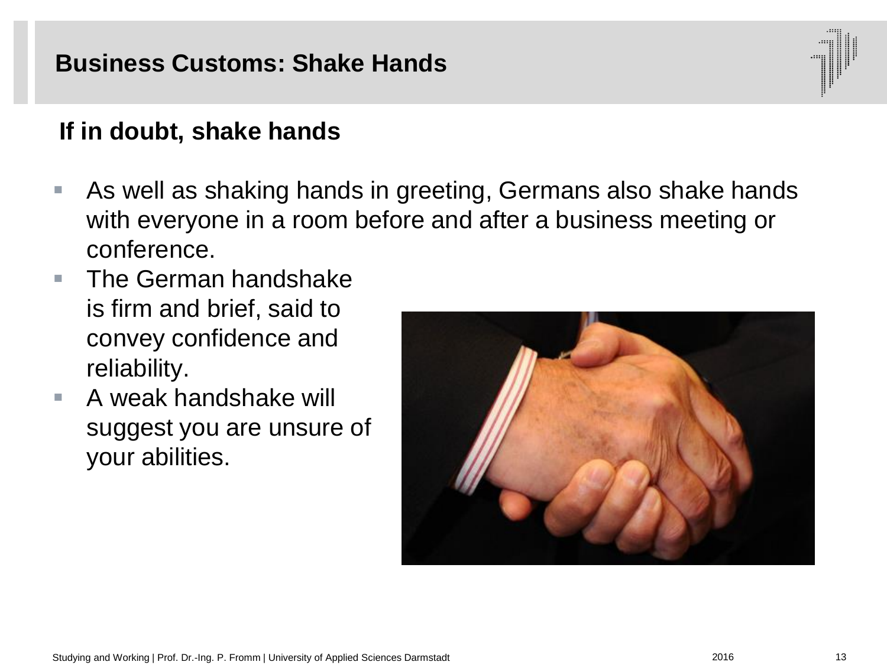# Business Customs: Shake Hands

## If in doubt, shake hands

- As well as shaking hands in greeting, Germans also shake hands with everyone in a room before and after a business meeting or conference.
- The German handshake is firm and brief, said to convey confidence and reliability.
- A weak handshake will suggest you are unsure of your abilities.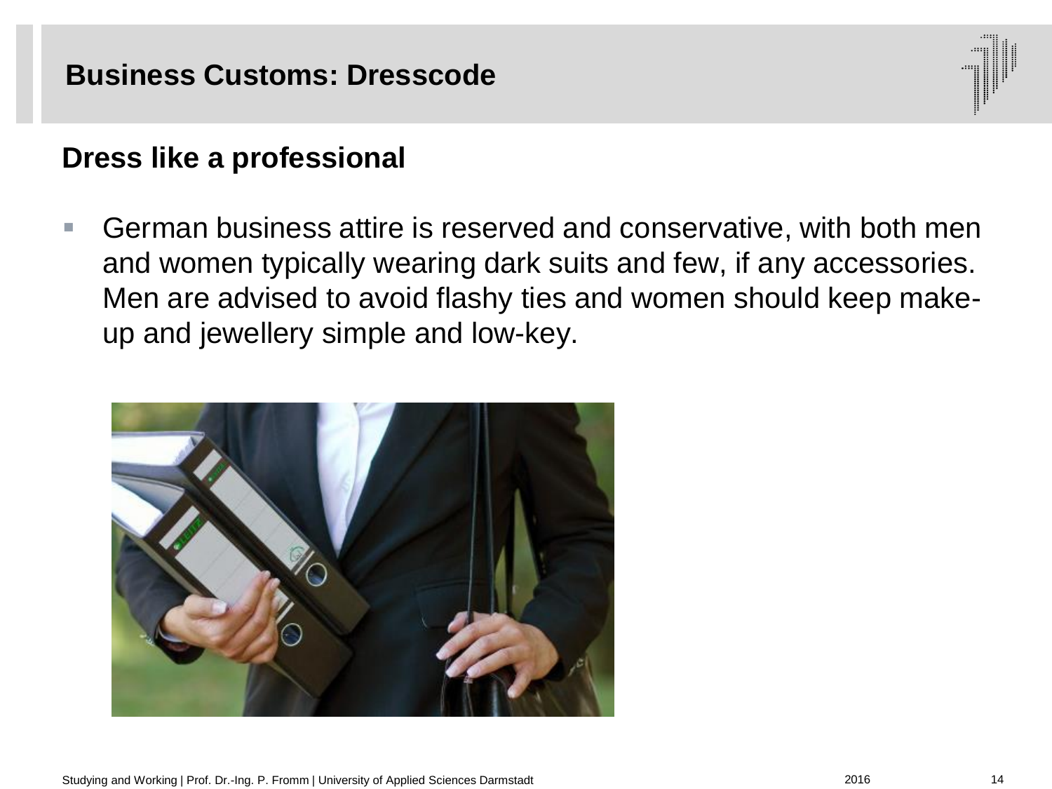# Business Customs: Dresscode

## Dress like a professional

- German business attire is reserved and conservative, with both men and women typically wearing dark suits and few, if any accessories. Men are advised to avoid flashy ties and women should keep make-up and jewellery simple and low-key.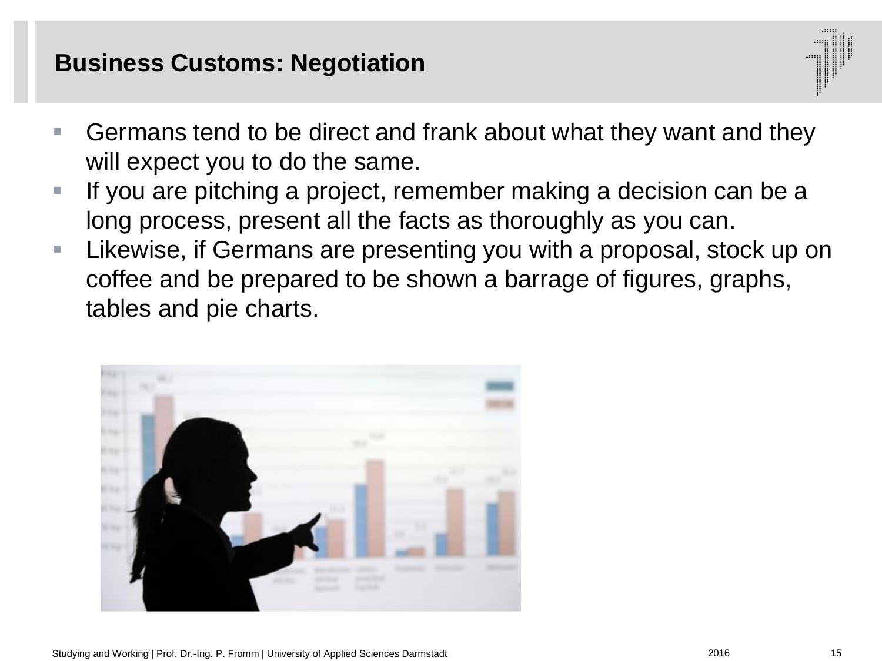## Business Customs: Negotiation

- Germans tend to be direct and frank about what they want and they will expect you to do the same.
- If you are pitching a project, remember making a decision can be a long process, present all the facts as thoroughly as you can.
- Likewise, if Germans are presenting you with a proposal, stock up on coffee and be prepared to be shown a barrage of figures, graphs, tables and pie charts.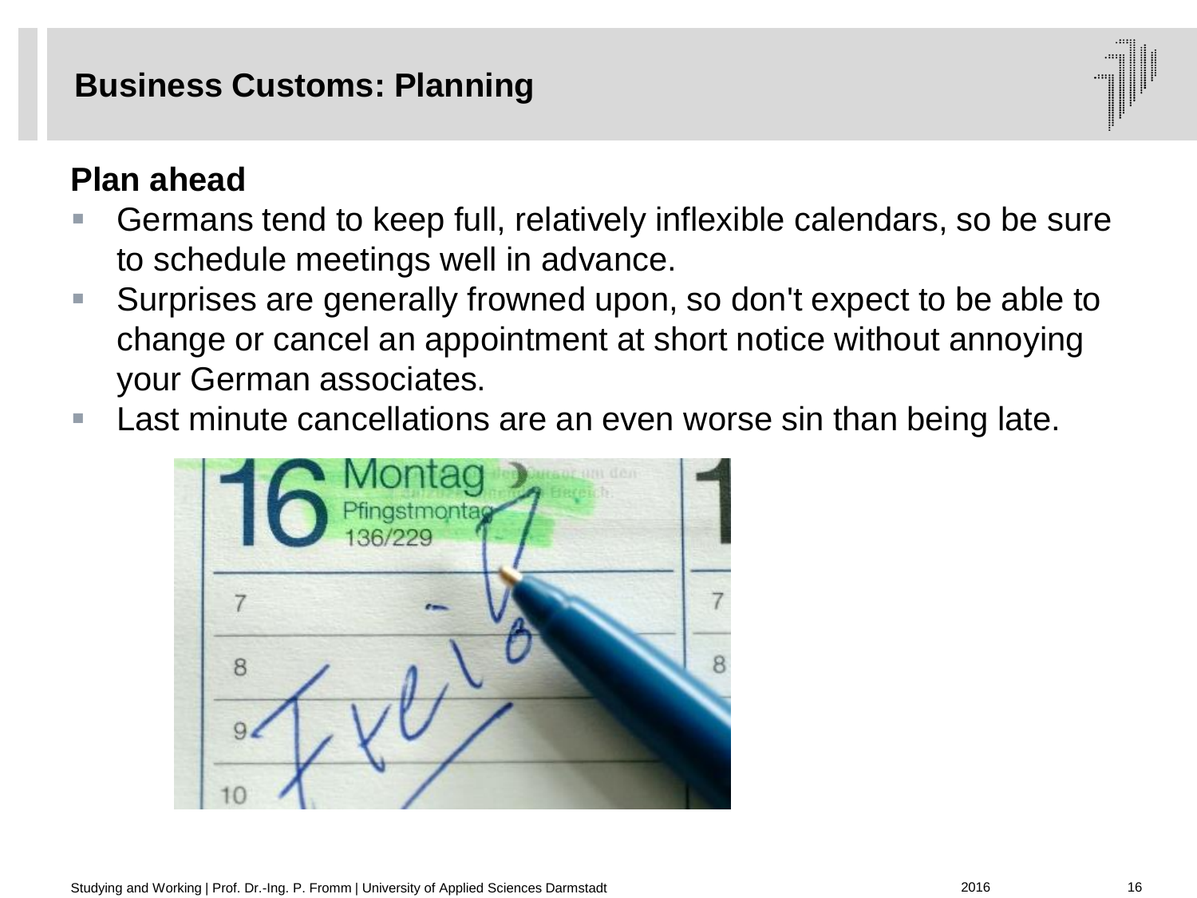# Business Customs: Planning

**Plan ahead**

- Germans tend to keep full, relatively inflexible calendars, so be sure to schedule meetings well in advance.
- Surprises are generally frowned upon, so don't expect to be able to change or cancel an appointment at short notice without annoying your German associates.
- Last minute cancellations are an even worse sin than being late.